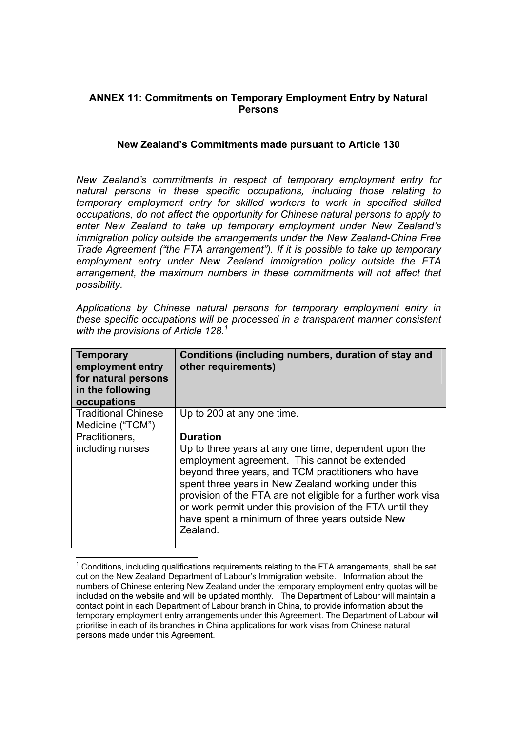## ANNEX 11: Commitments on Temporary Employment Entry by Natural Persons

### New Zealand's Commitments made pursuant to Article 130

*New Zealand's commitments in respect of temporary employment entry for natural persons in these specific occupations, including those relating to temporary employment entry for skilled workers to work in specified skilled occupations, do not affect the opportunity for Chinese natural persons to apply to enter New Zealand to take up temporary employment under New Zealand's immigration policy outside the arrangements under the New Zealand-China Free Trade Agreement ("the FTA arrangement"). If it is possible to take up temporary employment entry under New Zealand immigration policy outside the FTA arrangement, the maximum numbers in these commitments will not affect that possibility.*

*Applications by Chinese natural persons for temporary employment entry in these specific occupations will be processed in a transparent manner consistent with the provisions of Article 128.*[1]

| Temporary employment entry for natural persons in the following occupations | Conditions (including numbers, duration of stay and other requirements) |
|---|---|
| Traditional Chinese Medicine ("TCM") Practitioners, including nurses | Up to 200 at any one time.<br><br>**Duration**<br>Up to three years at any one time, dependent upon the employment agreement. This cannot be extended beyond three years, and TCM practitioners who have spent three years in New Zealand working under this provision of the FTA are not eligible for a further work visa or work permit under this provision of the FTA until they have spent a minimum of three years outside New Zealand. |

[1] Conditions, including qualifications requirements relating to the FTA arrangements, shall be set out on the New Zealand Department of Labour's Immigration website. Information about the numbers of Chinese entering New Zealand under the temporary employment entry quotas will be included on the website and will be updated monthly. The Department of Labour will maintain a contact point in each Department of Labour branch in China, to provide information about the temporary employment entry arrangements under this Agreement. The Department of Labour will prioritise in each of its branches in China applications for work visas from Chinese natural persons made under this Agreement.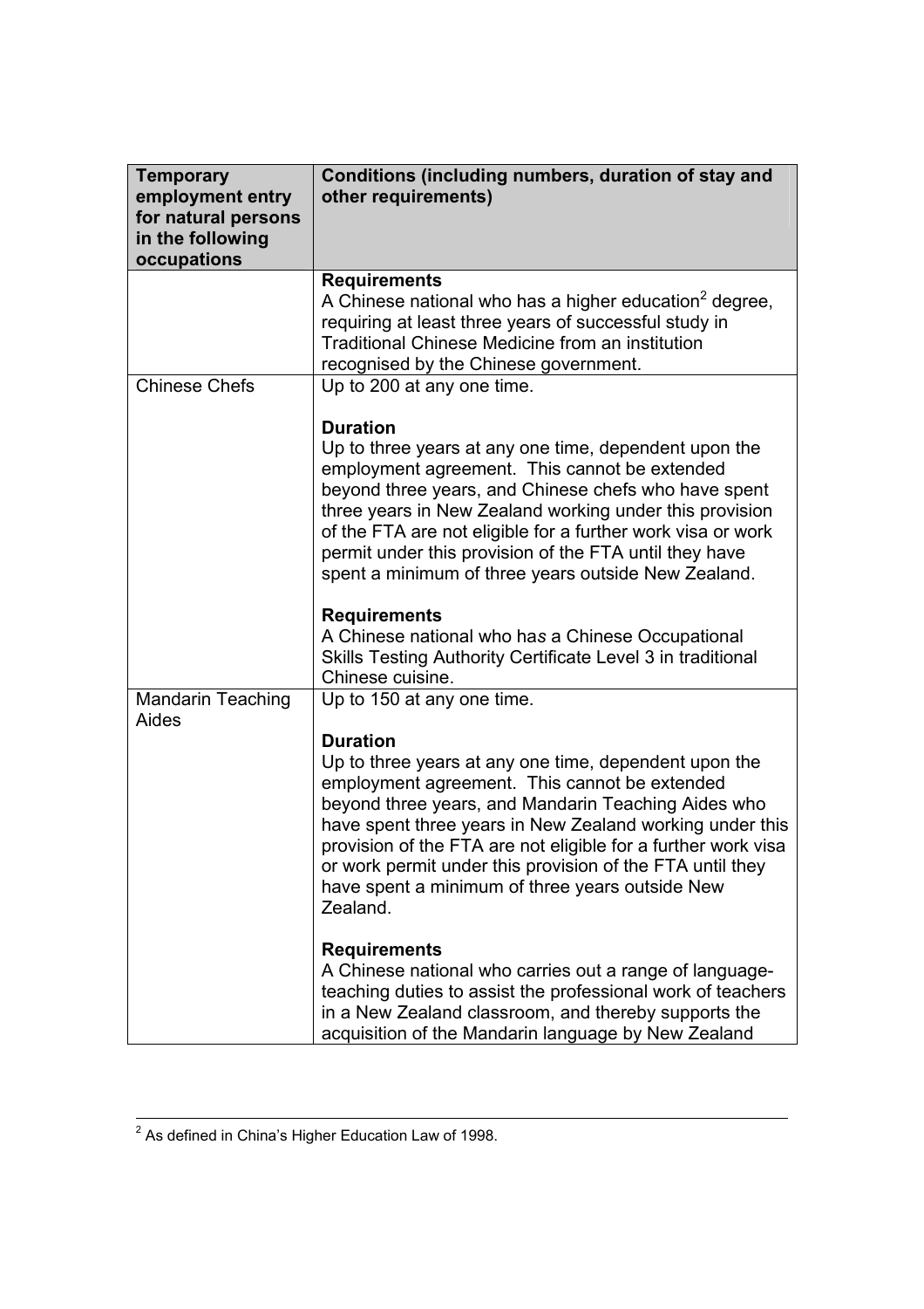| Temporary employment entry for natural persons in the following occupations | Conditions (including numbers, duration of stay and other requirements) |
| --- | --- |
| | **Requirements**<br>A Chinese national who has a higher education[2] degree, requiring at least three years of successful study in Traditional Chinese Medicine from an institution recognised by the Chinese government. |
| Chinese Chefs | Up to 200 at any one time.<br><br>**Duration**<br>Up to three years at any one time, dependent upon the employment agreement. This cannot be extended beyond three years, and Chinese chefs who have spent three years in New Zealand working under this provision of the FTA are not eligible for a further work visa or work permit under this provision of the FTA until they have spent a minimum of three years outside New Zealand.<br><br>**Requirements**<br>A Chinese national who has a Chinese Occupational Skills Testing Authority Certificate Level 3 in traditional Chinese cuisine. |
| Mandarin Teaching Aides | Up to 150 at any one time.<br><br>**Duration**<br>Up to three years at any one time, dependent upon the employment agreement. This cannot be extended beyond three years, and Mandarin Teaching Aides who have spent three years in New Zealand working under this provision of the FTA are not eligible for a further work visa or work permit under this provision of the FTA until they have spent a minimum of three years outside New Zealand.<br><br>**Requirements**<br>A Chinese national who carries out a range of language-teaching duties to assist the professional work of teachers in a New Zealand classroom, and thereby supports the acquisition of the Mandarin language by New Zealand |

[2] As defined in China's Higher Education Law of 1998.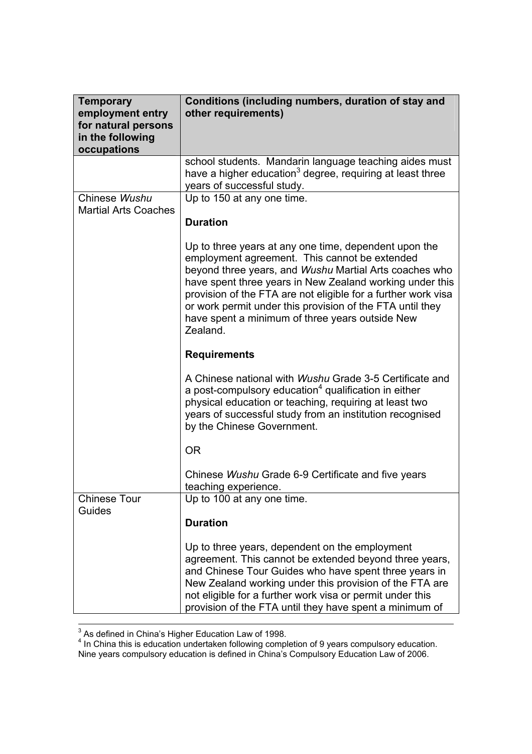| Temporary employment entry for natural persons in the following occupations | Conditions (including numbers, duration of stay and other requirements) |
| --- | --- |
| | school students. Mandarin language teaching aides must have a higher education[3] degree, requiring at least three years of successful study. |
| Chinese *Wushu* Martial Arts Coaches | Up to 150 at any one time.<br><br>**Duration**<br><br>Up to three years at any one time, dependent upon the employment agreement. This cannot be extended beyond three years, and *Wushu* Martial Arts coaches who have spent three years in New Zealand working under this provision of the FTA are not eligible for a further work visa or work permit under this provision of the FTA until they have spent a minimum of three years outside New Zealand.<br><br>**Requirements**<br><br>A Chinese national with *Wushu* Grade 3-5 Certificate and a post-compulsory education[4] qualification in either physical education or teaching, requiring at least two years of successful study from an institution recognised by the Chinese Government.<br><br>OR<br><br>Chinese *Wushu* Grade 6-9 Certificate and five years teaching experience. |
| Chinese Tour Guides | Up to 100 at any one time.<br><br>**Duration**<br><br>Up to three years, dependent on the employment agreement. This cannot be extended beyond three years, and Chinese Tour Guides who have spent three years in New Zealand working under this provision of the FTA are not eligible for a further work visa or permit under this provision of the FTA until they have spent a minimum of |

[3] As defined in China's Higher Education Law of 1998.

[4] In China this is education undertaken following completion of 9 years compulsory education. Nine years compulsory education is defined in China's Compulsory Education Law of 2006.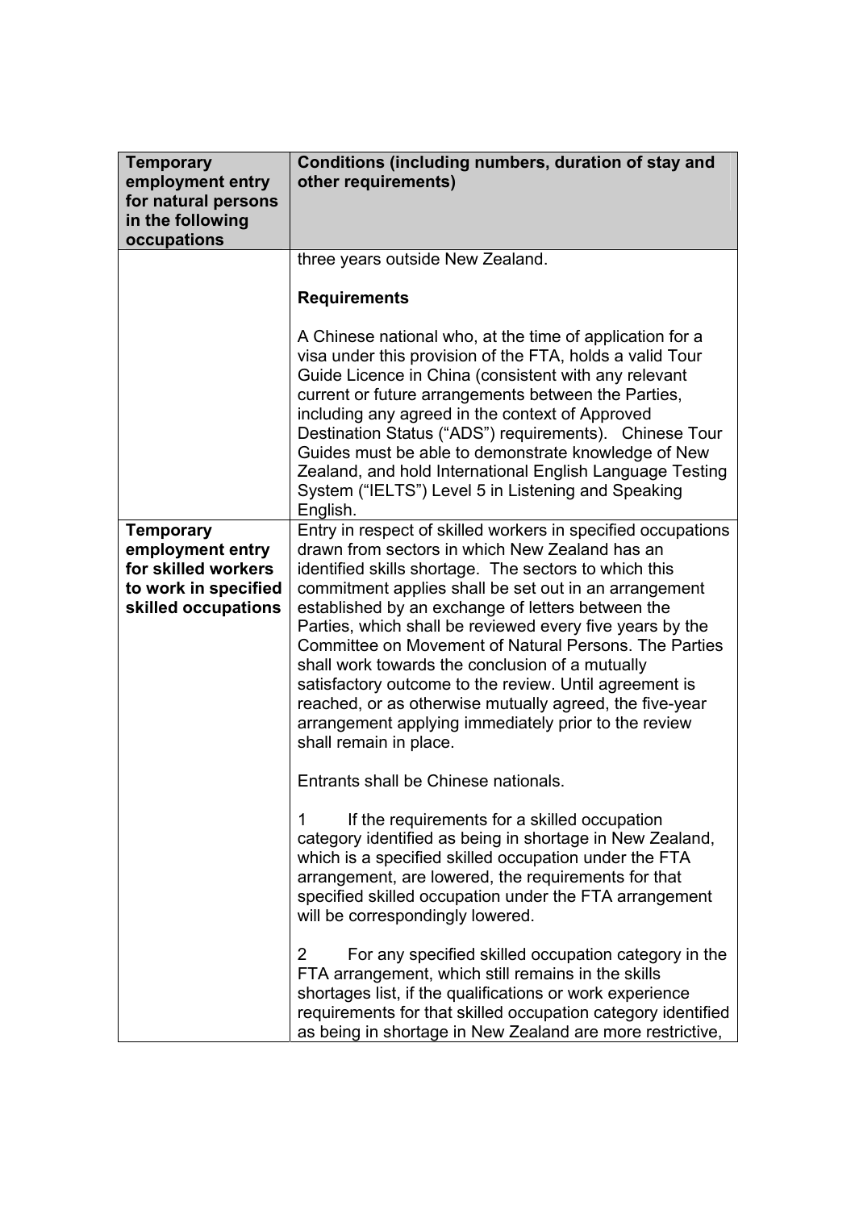| Temporary employment entry for natural persons in the following occupations | Conditions (including numbers, duration of stay and other requirements) |
|---|---|
| | three years outside New Zealand.<br><br>**Requirements**<br><br>A Chinese national who, at the time of application for a visa under this provision of the FTA, holds a valid Tour Guide Licence in China (consistent with any relevant current or future arrangements between the Parties, including any agreed in the context of Approved Destination Status ("ADS") requirements). Chinese Tour Guides must be able to demonstrate knowledge of New Zealand, and hold International English Language Testing System ("IELTS") Level 5 in Listening and Speaking English. |
| **Temporary employment entry for skilled workers to work in specified skilled occupations** | Entry in respect of skilled workers in specified occupations drawn from sectors in which New Zealand has an identified skills shortage. The sectors to which this commitment applies shall be set out in an arrangement established by an exchange of letters between the Parties, which shall be reviewed every five years by the Committee on Movement of Natural Persons. The Parties shall work towards the conclusion of a mutually satisfactory outcome to the review. Until agreement is reached, or as otherwise mutually agreed, the five-year arrangement applying immediately prior to the review shall remain in place.<br><br>Entrants shall be Chinese nationals.<br><br>1 If the requirements for a skilled occupation category identified as being in shortage in New Zealand, which is a specified skilled occupation under the FTA arrangement, are lowered, the requirements for that specified skilled occupation under the FTA arrangement will be correspondingly lowered.<br><br>2 For any specified skilled occupation category in the FTA arrangement, which still remains in the skills shortages list, if the qualifications or work experience requirements for that skilled occupation category identified as being in shortage in New Zealand are more restrictive, |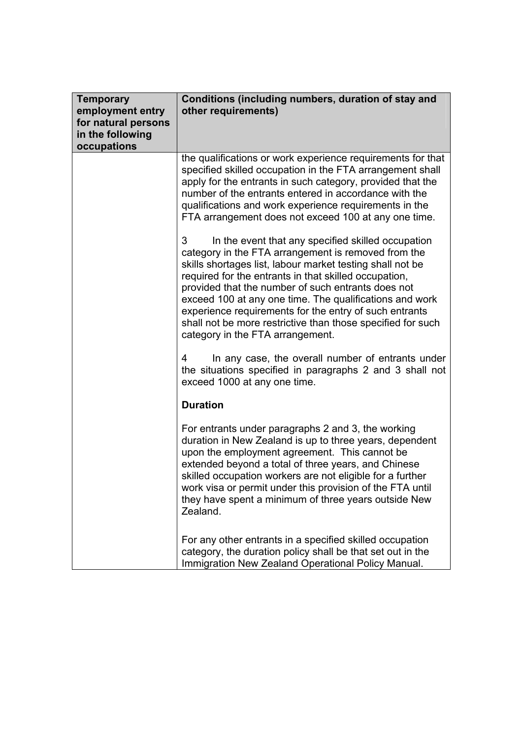| Temporary employment entry for natural persons in the following occupations | Conditions (including numbers, duration of stay and other requirements) |
| --- | --- |
| | the qualifications or work experience requirements for that specified skilled occupation in the FTA arrangement shall apply for the entrants in such category, provided that the number of the entrants entered in accordance with the qualifications and work experience requirements in the FTA arrangement does not exceed 100 at any one time.<br><br>3 In the event that any specified skilled occupation category in the FTA arrangement is removed from the skills shortages list, labour market testing shall not be required for the entrants in that skilled occupation, provided that the number of such entrants does not exceed 100 at any one time. The qualifications and work experience requirements for the entry of such entrants shall not be more restrictive than those specified for such category in the FTA arrangement.<br><br>4 In any case, the overall number of entrants under the situations specified in paragraphs 2 and 3 shall not exceed 1000 at any one time.<br><br>**Duration**<br><br>For entrants under paragraphs 2 and 3, the working duration in New Zealand is up to three years, dependent upon the employment agreement. This cannot be extended beyond a total of three years, and Chinese skilled occupation workers are not eligible for a further work visa or permit under this provision of the FTA until they have spent a minimum of three years outside New Zealand.<br><br>For any other entrants in a specified skilled occupation category, the duration policy shall be that set out in the Immigration New Zealand Operational Policy Manual. |